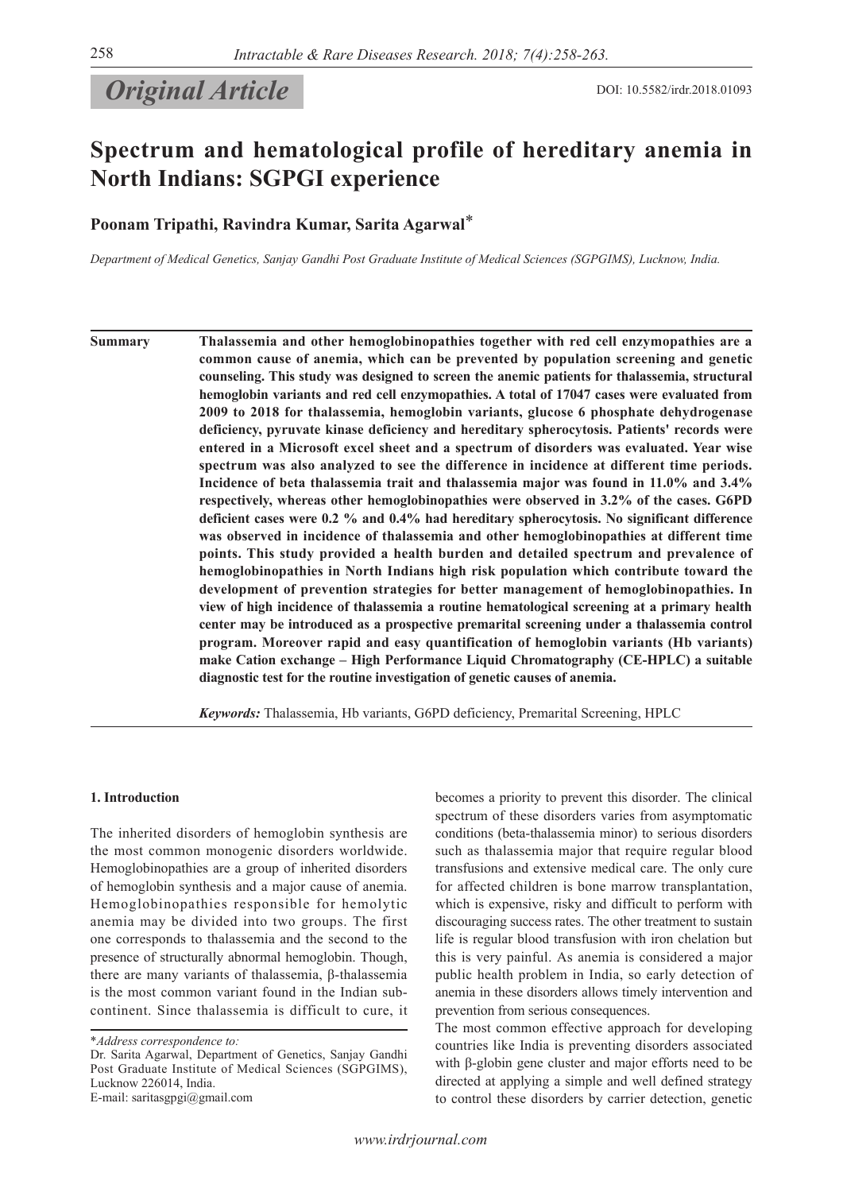*Original Article*

DOI: 10.5582/irdr.2018.01093

# Spectrum and hematological profile of hereditary anemia in North Indians: SGPGI experience

**Poonam Tripathi, Ravindra Kumar, Sarita Agarwal***

*Department of Medical Genetics, Sanjay Gandhi Post Graduate Institute of Medical Sciences (SGPGIMS), Lucknow, India.*

**Summary** **Thalassemia and other hemoglobinopathies together with red cell enzymopathies are a common cause of anemia, which can be prevented by population screening and genetic counseling. This study was designed to screen the anemic patients for thalassemia, structural hemoglobin variants and red cell enzymopathies. A total of 17047 cases were evaluated from 2009 to 2018 for thalassemia, hemoglobin variants, glucose 6 phosphate dehydrogenase deficiency, pyruvate kinase deficiency and hereditary spherocytosis. Patients' records were entered in a Microsoft excel sheet and a spectrum of disorders was evaluated. Year wise spectrum was also analyzed to see the difference in incidence at different time periods. Incidence of beta thalassemia trait and thalassemia major was found in 11.0% and 3.4% respectively, whereas other hemoglobinopathies were observed in 3.2% of the cases. G6PD deficient cases were 0.2 % and 0.4% had hereditary spherocytosis. No significant difference was observed in incidence of thalassemia and other hemoglobinopathies at different time points. This study provided a health burden and detailed spectrum and prevalence of hemoglobinopathies in North Indians high risk population which contribute toward the development of prevention strategies for better management of hemoglobinopathies. In view of high incidence of thalassemia a routine hematological screening at a primary health center may be introduced as a prospective premarital screening under a thalassemia control program. Moreover rapid and easy quantification of hemoglobin variants (Hb variants) make Cation exchange – High Performance Liquid Chromatography (CE-HPLC) a suitable diagnostic test for the routine investigation of genetic causes of anemia.**

***Keywords:*** Thalassemia, Hb variants, G6PD deficiency, Premarital Screening, HPLC

## 1. Introduction

The inherited disorders of hemoglobin synthesis are the most common monogenic disorders worldwide. Hemoglobinopathies are a group of inherited disorders of hemoglobin synthesis and a major cause of anemia. Hemoglobinopathies responsible for hemolytic anemia may be divided into two groups. The first one corresponds to thalassemia and the second to the presence of structurally abnormal hemoglobin. Though, there are many variants of thalassemia, β-thalassemia is the most common variant found in the Indian sub-continent. Since thalassemia is difficult to cure, it becomes a priority to prevent this disorder. The clinical spectrum of these disorders varies from asymptomatic conditions (beta-thalassemia minor) to serious disorders such as thalassemia major that require regular blood transfusions and extensive medical care. The only cure for affected children is bone marrow transplantation, which is expensive, risky and difficult to perform with discouraging success rates. The other treatment to sustain life is regular blood transfusion with iron chelation but this is very painful. As anemia is considered a major public health problem in India, so early detection of anemia in these disorders allows timely intervention and prevention from serious consequences.

The most common effective approach for developing countries like India is preventing disorders associated with β-globin gene cluster and major efforts need to be directed at applying a simple and well defined strategy to control these disorders by carrier detection, genetic

*\*Address correspondence to:*
Dr. Sarita Agarwal, Department of Genetics, Sanjay Gandhi Post Graduate Institute of Medical Sciences (SGPGIMS), Lucknow 226014, India.
E-mail: saritasgpgi@gmail.com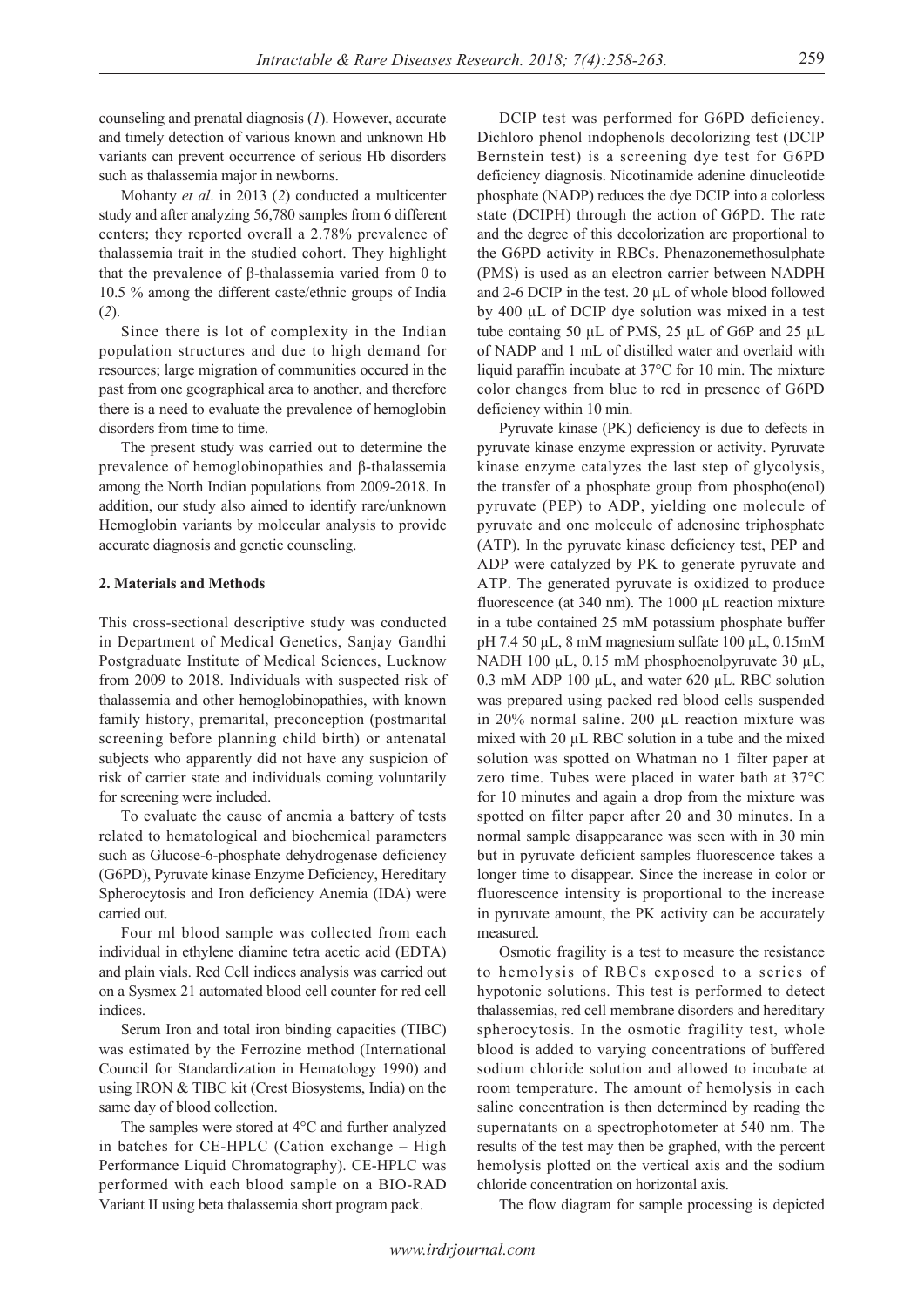counseling and prenatal diagnosis (*1*). However, accurate and timely detection of various known and unknown Hb variants can prevent occurrence of serious Hb disorders such as thalassemia major in newborns.

Mohanty *et al*. in 2013 (*2*) conducted a multicenter study and after analyzing 56,780 samples from 6 different centers; they reported overall a 2.78% prevalence of thalassemia trait in the studied cohort. They highlight that the prevalence of β-thalassemia varied from 0 to 10.5 % among the different caste/ethnic groups of India (*2*).

Since there is lot of complexity in the Indian population structures and due to high demand for resources; large migration of communities occured in the past from one geographical area to another, and therefore there is a need to evaluate the prevalence of hemoglobin disorders from time to time.

The present study was carried out to determine the prevalence of hemoglobinopathies and β-thalassemia among the North Indian populations from 2009-2018. In addition, our study also aimed to identify rare/unknown Hemoglobin variants by molecular analysis to provide accurate diagnosis and genetic counseling.

## 2. Materials and Methods

This cross-sectional descriptive study was conducted in Department of Medical Genetics, Sanjay Gandhi Postgraduate Institute of Medical Sciences, Lucknow from 2009 to 2018. Individuals with suspected risk of thalassemia and other hemoglobinopathies, with known family history, premarital, preconception (postmarital screening before planning child birth) or antenatal subjects who apparently did not have any suspicion of risk of carrier state and individuals coming voluntarily for screening were included.

To evaluate the cause of anemia a battery of tests related to hematological and biochemical parameters such as Glucose-6-phosphate dehydrogenase deficiency (G6PD), Pyruvate kinase Enzyme Deficiency, Hereditary Spherocytosis and Iron deficiency Anemia (IDA) were carried out.

Four ml blood sample was collected from each individual in ethylene diamine tetra acetic acid (EDTA) and plain vials. Red Cell indices analysis was carried out on a Sysmex 21 automated blood cell counter for red cell indices.

Serum Iron and total iron binding capacities (TIBC) was estimated by the Ferrozine method (International Council for Standardization in Hematology 1990) and using IRON & TIBC kit (Crest Biosystems, India) on the same day of blood collection.

The samples were stored at 4°C and further analyzed in batches for CE-HPLC (Cation exchange – High Performance Liquid Chromatography). CE-HPLC was performed with each blood sample on a BIO-RAD Variant II using beta thalassemia short program pack.

DCIP test was performed for G6PD deficiency. Dichloro phenol indophenols decolorizing test (DCIP Bernstein test) is a screening dye test for G6PD deficiency diagnosis. Nicotinamide adenine dinucleotide phosphate (NADP) reduces the dye DCIP into a colorless state (DCIPH) through the action of G6PD. The rate and the degree of this decolorization are proportional to the G6PD activity in RBCs. Phenazonemethosulphate (PMS) is used as an electron carrier between NADPH and 2-6 DCIP in the test. 20 µL of whole blood followed by 400 µL of DCIP dye solution was mixed in a test tube containg 50 µL of PMS, 25 µL of G6P and 25 µL of NADP and 1 mL of distilled water and overlaid with liquid paraffin incubate at 37°C for 10 min. The mixture color changes from blue to red in presence of G6PD deficiency within 10 min.

Pyruvate kinase (PK) deficiency is due to defects in pyruvate kinase enzyme expression or activity. Pyruvate kinase enzyme catalyzes the last step of glycolysis, the transfer of a phosphate group from phospho(enol) pyruvate (PEP) to ADP, yielding one molecule of pyruvate and one molecule of adenosine triphosphate (ATP). In the pyruvate kinase deficiency test, PEP and ADP were catalyzed by PK to generate pyruvate and ATP. The generated pyruvate is oxidized to produce fluorescence (at 340 nm). The 1000 µL reaction mixture in a tube contained 25 mM potassium phosphate buffer pH 7.4 50 µL, 8 mM magnesium sulfate 100 µL, 0.15mM NADH 100 µL, 0.15 mM phosphoenolpyruvate 30 µL, 0.3 mM ADP 100 µL, and water 620 µL. RBC solution was prepared using packed red blood cells suspended in 20% normal saline. 200 µL reaction mixture was mixed with 20 µL RBC solution in a tube and the mixed solution was spotted on Whatman no 1 filter paper at zero time. Tubes were placed in water bath at 37°C for 10 minutes and again a drop from the mixture was spotted on filter paper after 20 and 30 minutes. In a normal sample disappearance was seen with in 30 min but in pyruvate deficient samples fluorescence takes a longer time to disappear. Since the increase in color or fluorescence intensity is proportional to the increase in pyruvate amount, the PK activity can be accurately measured.

Osmotic fragility is a test to measure the resistance to hemolysis of RBCs exposed to a series of hypotonic solutions. This test is performed to detect thalassemias, red cell membrane disorders and hereditary spherocytosis. In the osmotic fragility test, whole blood is added to varying concentrations of buffered sodium chloride solution and allowed to incubate at room temperature. The amount of hemolysis in each saline concentration is then determined by reading the supernatants on a spectrophotometer at 540 nm. The results of the test may then be graphed, with the percent hemolysis plotted on the vertical axis and the sodium chloride concentration on horizontal axis.

The flow diagram for sample processing is depicted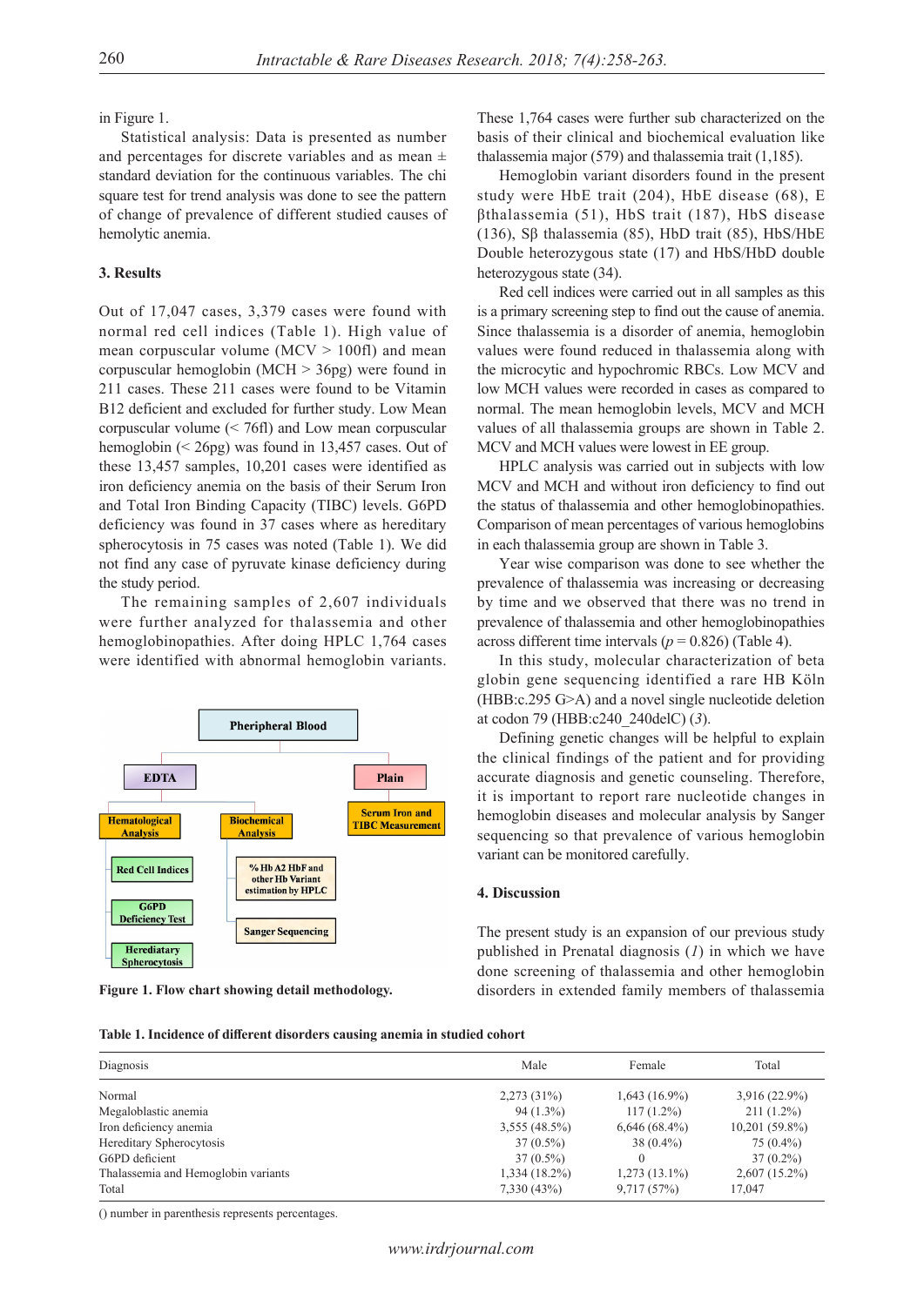in Figure 1.

Statistical analysis: Data is presented as number and percentages for discrete variables and as mean ± standard deviation for the continuous variables. The chi square test for trend analysis was done to see the pattern of change of prevalence of different studied causes of hemolytic anemia.

## 3. Results

Out of 17,047 cases, 3,379 cases were found with normal red cell indices (Table 1). High value of mean corpuscular volume (MCV > 100fl) and mean corpuscular hemoglobin (MCH > 36pg) were found in 211 cases. These 211 cases were found to be Vitamin B12 deficient and excluded for further study. Low Mean corpuscular volume (< 76fl) and Low mean corpuscular hemoglobin (< 26pg) was found in 13,457 cases. Out of these 13,457 samples, 10,201 cases were identified as iron deficiency anemia on the basis of their Serum Iron and Total Iron Binding Capacity (TIBC) levels. G6PD deficiency was found in 37 cases where as hereditary spherocytosis in 75 cases was noted (Table 1). We did not find any case of pyruvate kinase deficiency during the study period.

The remaining samples of 2,607 individuals were further analyzed for thalassemia and other hemoglobinopathies. After doing HPLC 1,764 cases were identified with abnormal hemoglobin variants.

Pheripheral Blood

EDTA | Plain

Hematological Analysis: Red Cell Indices; G6PD Deficiency Test; Hereditary Spherocytosis

Biochemical Analysis: % Hb A2 HbF and other Hb Variant estimation by HPLC; Sanger Sequencing

Serum Iron and TIBC Measurement

**Figure 1. Flow chart showing detail methodology.**

These 1,764 cases were further sub characterized on the basis of their clinical and biochemical evaluation like thalassemia major (579) and thalassemia trait (1,185).

Hemoglobin variant disorders found in the present study were HbE trait (204), HbE disease (68), E βthalassemia (51), HbS trait (187), HbS disease (136), Sβ thalassemia (85), HbD trait (85), HbS/HbE Double heterozygous state (17) and HbS/HbD double heterozygous state (34).

Red cell indices were carried out in all samples as this is a primary screening step to find out the cause of anemia. Since thalassemia is a disorder of anemia, hemoglobin values were found reduced in thalassemia along with the microcytic and hypochromic RBCs. Low MCV and low MCH values were recorded in cases as compared to normal. The mean hemoglobin levels, MCV and MCH values of all thalassemia groups are shown in Table 2. MCV and MCH values were lowest in EE group.

HPLC analysis was carried out in subjects with low MCV and MCH and without iron deficiency to find out the status of thalassemia and other hemoglobinopathies. Comparison of mean percentages of various hemoglobins in each thalassemia group are shown in Table 3.

Year wise comparison was done to see whether the prevalence of thalassemia was increasing or decreasing by time and we observed that there was no trend in prevalence of thalassemia and other hemoglobinopathies across different time intervals ($p = 0.826$) (Table 4).

In this study, molecular characterization of beta globin gene sequencing identified a rare HB Köln (HBB:c.295 G>A) and a novel single nucleotide deletion at codon 79 (HBB:c240_240delC) (*3*).

Defining genetic changes will be helpful to explain the clinical findings of the patient and for providing accurate diagnosis and genetic counseling. Therefore, it is important to report rare nucleotide changes in hemoglobin diseases and molecular analysis by Sanger sequencing so that prevalence of various hemoglobin variant can be monitored carefully.

## 4. Discussion

The present study is an expansion of our previous study published in Prenatal diagnosis (*1*) in which we have done screening of thalassemia and other hemoglobin disorders in extended family members of thalassemia

**Table 1. Incidence of different disorders causing anemia in studied cohort**

| Diagnosis | Male | Female | Total |
|---|---|---|---|
| Normal | 2,273 (31%) | 1,643 (16.9%) | 3,916 (22.9%) |
| Megaloblastic anemia | 94 (1.3%) | 117 (1.2%) | 211 (1.2%) |
| Iron deficiency anemia | 3,555 (48.5%) | 6,646 (68.4%) | 10,201 (59.8%) |
| Hereditary Spherocytosis | 37 (0.5%) | 38 (0.4%) | 75 (0.4%) |
| G6PD deficient | 37 (0.5%) | 0 | 37 (0.2%) |
| Thalassemia and Hemoglobin variants | 1,334 (18.2%) | 1,273 (13.1%) | 2,607 (15.2%) |
| Total | 7,330 (43%) | 9,717 (57%) | 17,047 |

() number in parenthesis represents percentages.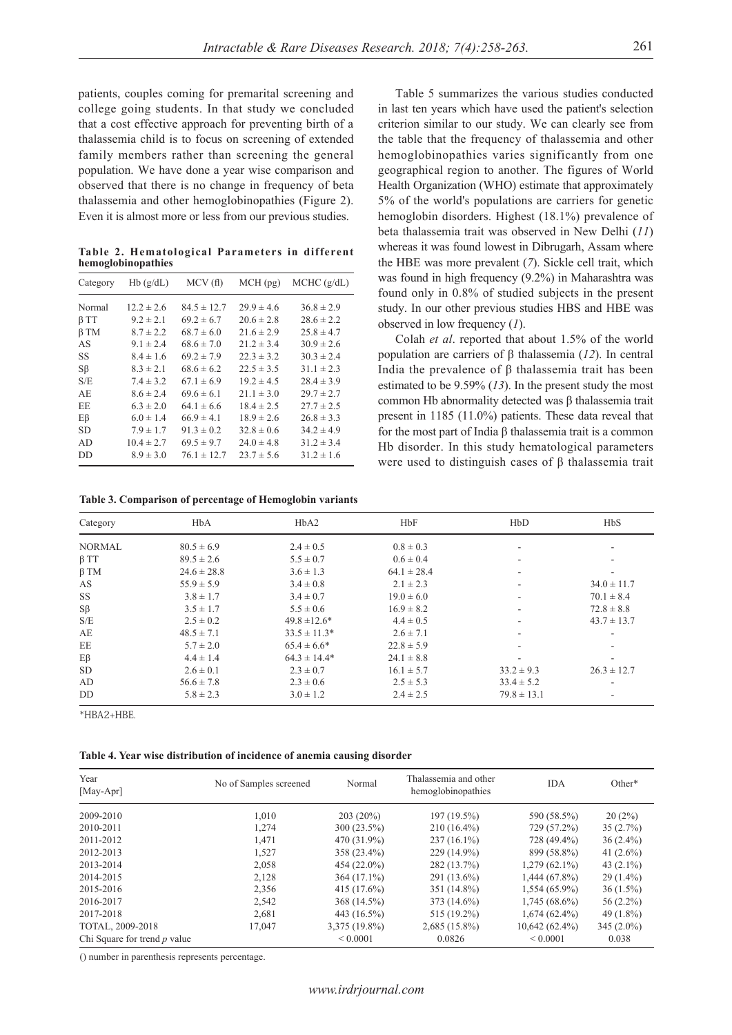patients, couples coming for premarital screening and college going students. In that study we concluded that a cost effective approach for preventing birth of a thalassemia child is to focus on screening of extended family members rather than screening the general population. We have done a year wise comparison and observed that there is no change in frequency of beta thalassemia and other hemoglobinopathies (Figure 2). Even it is almost more or less from our previous studies.

**Table 2. Hematological Parameters in different hemoglobinopathies**

| Category | Hb (g/dL) | MCV (fl) | MCH (pg) | MCHC (g/dL) |
|---|---|---|---|---|
| Normal | 12.2 ± 2.6 | 84.5 ± 12.7 | 29.9 ± 4.6 | 36.8 ± 2.9 |
| β TT | 9.2 ± 2.1 | 69.2 ± 6.7 | 20.6 ± 2.8 | 28.6 ± 2.2 |
| β TM | 8.7 ± 2.2 | 68.7 ± 6.0 | 21.6 ± 2.9 | 25.8 ± 4.7 |
| AS | 9.1 ± 2.4 | 68.6 ± 7.0 | 21.2 ± 3.4 | 30.9 ± 2.6 |
| SS | 8.4 ± 1.6 | 69.2 ± 7.9 | 22.3 ± 3.2 | 30.3 ± 2.4 |
| Sβ | 8.3 ± 2.1 | 68.6 ± 6.2 | 22.5 ± 3.5 | 31.1 ± 2.3 |
| S/E | 7.4 ± 3.2 | 67.1 ± 6.9 | 19.2 ± 4.5 | 28.4 ± 3.9 |
| AE | 8.6 ± 2.4 | 69.6 ± 6.1 | 21.1 ± 3.0 | 29.7 ± 2.7 |
| EE | 6.3 ± 2.0 | 64.1 ± 6.6 | 18.4 ± 2.5 | 27.7 ± 2.5 |
| Eβ | 6.0 ± 1.4 | 66.9 ± 4.1 | 18.9 ± 2.6 | 26.8 ± 3.3 |
| SD | 7.9 ± 1.7 | 91.3 ± 0.2 | 32.8 ± 0.6 | 34.2 ± 4.9 |
| AD | 10.4 ± 2.7 | 69.5 ± 9.7 | 24.0 ± 4.8 | 31.2 ± 3.4 |
| DD | 8.9 ± 3.0 | 76.1 ± 12.7 | 23.7 ± 5.6 | 31.2 ± 1.6 |

Table 5 summarizes the various studies conducted in last ten years which have used the patient's selection criterion similar to our study. We can clearly see from the table that the frequency of thalassemia and other hemoglobinopathies varies significantly from one geographical region to another. The figures of World Health Organization (WHO) estimate that approximately 5% of the world's populations are carriers for genetic hemoglobin disorders. Highest (18.1%) prevalence of beta thalassemia trait was observed in New Delhi (*11*) whereas it was found lowest in Dibrugarh, Assam where the HBE was more prevalent (*7*). Sickle cell trait, which was found in high frequency (9.2%) in Maharashtra was found only in 0.8% of studied subjects in the present study. In our other previous studies HBS and HBE was observed in low frequency (*1*).

Colah *et al*. reported that about 1.5% of the world population are carriers of β thalassemia (*12*). In central India the prevalence of β thalassemia trait has been estimated to be 9.59% (*13*). In the present study the most common Hb abnormality detected was β thalassemia trait present in 1185 (11.0%) patients. These data reveal that for the most part of India β thalassemia trait is a common Hb disorder. In this study hematological parameters were used to distinguish cases of β thalassemia trait

**Table 3. Comparison of percentage of Hemoglobin variants**

| Category | HbA | HbA2 | HbF | HbD | HbS |
|---|---|---|---|---|---|
| NORMAL | 80.5 ± 6.9 | 2.4 ± 0.5 | 0.8 ± 0.3 | - | - |
| β TT | 89.5 ± 2.6 | 5.5 ± 0.7 | 0.6 ± 0.4 | - | - |
| β TM | 24.6 ± 28.8 | 3.6 ± 1.3 | 64.1 ± 28.4 | - | - |
| AS | 55.9 ± 5.9 | 3.4 ± 0.8 | 2.1 ± 2.3 | - | 34.0 ± 11.7 |
| SS | 3.8 ± 1.7 | 3.4 ± 0.7 | 19.0 ± 6.0 | - | 70.1 ± 8.4 |
| Sβ | 3.5 ± 1.7 | 5.5 ± 0.6 | 16.9 ± 8.2 | - | 72.8 ± 8.8 |
| S/E | 2.5 ± 0.2 | 49.8 ±12.6* | 4.4 ± 0.5 | - | 43.7 ± 13.7 |
| AE | 48.5 ± 7.1 | 33.5 ± 11.3* | 2.6 ± 7.1 | - | - |
| EE | 5.7 ± 2.0 | 65.4 ± 6.6* | 22.8 ± 5.9 | - | - |
| Eβ | 4.4 ± 1.4 | 64.3 ± 14.4* | 24.1 ± 8.8 | - | - |
| SD | 2.6 ± 0.1 | 2.3 ± 0.7 | 16.1 ± 5.7 | 33.2 ± 9.3 | 26.3 ± 12.7 |
| AD | 56.6 ± 7.8 | 2.3 ± 0.6 | 2.5 ± 5.3 | 33.4 ± 5.2 | - |
| DD | 5.8 ± 2.3 | 3.0 ± 1.2 | 2.4 ± 2.5 | 79.8 ± 13.1 | - |

*HBA2+HBE.

**Table 4. Year wise distribution of incidence of anemia causing disorder**

| Year [May-Apr] | No of Samples screened | Normal | Thalassemia and other hemoglobinopathies | IDA | Other* |
|---|---|---|---|---|---|
| 2009-2010 | 1,010 | 203 (20%) | 197 (19.5%) | 590 (58.5%) | 20 (2%) |
| 2010-2011 | 1,274 | 300 (23.5%) | 210 (16.4%) | 729 (57.2%) | 35 (2.7%) |
| 2011-2012 | 1,471 | 470 (31.9%) | 237 (16.1%) | 728 (49.4%) | 36 (2.4%) |
| 2012-2013 | 1,527 | 358 (23.4%) | 229 (14.9%) | 899 (58.8%) | 41 (2.6%) |
| 2013-2014 | 2,058 | 454 (22.0%) | 282 (13.7%) | 1,279 (62.1%) | 43 (2.1%) |
| 2014-2015 | 2,128 | 364 (17.1%) | 291 (13.6%) | 1,444 (67.8%) | 29 (1.4%) |
| 2015-2016 | 2,356 | 415 (17.6%) | 351 (14.8%) | 1,554 (65.9%) | 36 (1.5%) |
| 2016-2017 | 2,542 | 368 (14.5%) | 373 (14.6%) | 1,745 (68.6%) | 56 (2.2%) |
| 2017-2018 | 2,681 | 443 (16.5%) | 515 (19.2%) | 1,674 (62.4%) | 49 (1.8%) |
| TOTAL, 2009-2018 | 17,047 | 3,375 (19.8%) | 2,685 (15.8%) | 10,642 (62.4%) | 345 (2.0%) |
| Chi Square for trend *p* value | | < 0.0001 | 0.0826 | < 0.0001 | 0.038 |

() number in parenthesis represents percentage.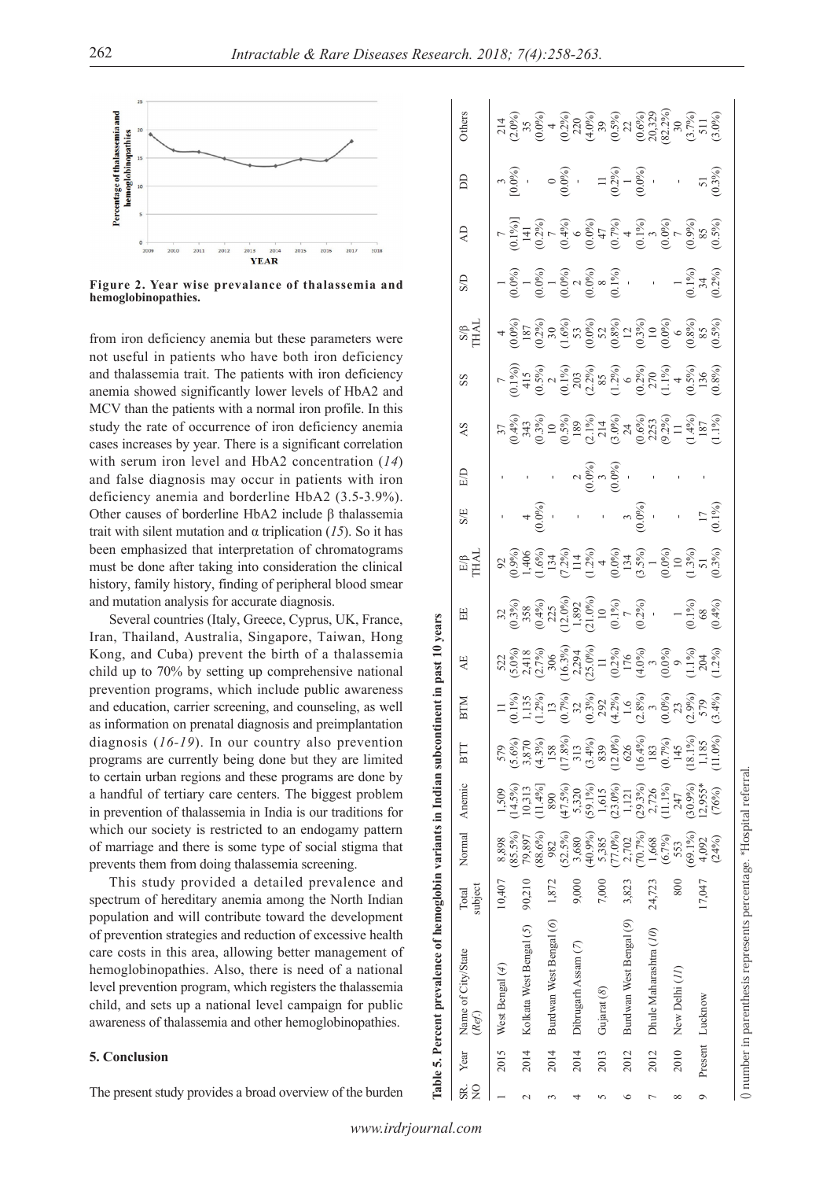Figure 2. Year wise prevalance of thalassemia and hemoglobinopathies.

from iron deficiency anemia but these parameters were not useful in patients who have both iron deficiency and thalassemia trait. The patients with iron deficiency anemia showed significantly lower levels of HbA2 and MCV than the patients with a normal iron profile. In this study the rate of occurrence of iron deficiency anemia cases increases by year. There is a significant correlation with serum iron level and HbA2 concentration (*14*) and false diagnosis may occur in patients with iron deficiency anemia and borderline HbA2 (3.5-3.9%). Other causes of borderline HbA2 include β thalassemia trait with silent mutation and α triplication (*15*). So it has been emphasized that interpretation of chromatograms must be done after taking into consideration the clinical history, family history, finding of peripheral blood smear and mutation analysis for accurate diagnosis.

Several countries (Italy, Greece, Cyprus, UK, France, Iran, Thailand, Australia, Singapore, Taiwan, Hong Kong, and Cuba) prevent the birth of a thalassemia child up to 70% by setting up comprehensive national prevention programs, which include public awareness and education, carrier screening, and counseling, as well as information on prenatal diagnosis and preimplantation diagnosis (*16-19*). In our country also prevention programs are currently being done but they are limited to certain urban regions and these programs are done by a handful of tertiary care centers. The biggest problem in prevention of thalassemia in India is our traditions for which our society is restricted to an endogamy pattern of marriage and there is some type of social stigma that prevents them from doing thalassemia screening.

This study provided a detailed prevalence and spectrum of hereditary anemia among the North Indian population and will contribute toward the development of prevention strategies and reduction of excessive health care costs in this area, allowing better management of hemoglobinopathies. Also, there is need of a national level prevention program, which registers the thalassemia child, and sets up a national level campaign for public awareness of thalassemia and other hemoglobinopathies.

## 5. Conclusion

The present study provides a broad overview of the burden

**Table 5. Percent prevalence of hemoglobin variants in Indian subcontinent in past 10 years**

| SR. NO | Year | Name of City/State (Ref.) | Total subject | Normal | Anemic | BTT | BTM | AE | EE | E/β THAL | S/E | E/D | AS | SS | S/β THAL | S/D | AD | DD | Others |
|---|---|---|---|---|---|---|---|---|---|---|---|---|---|---|---|---|---|---|---|
| 1 | 2015 | West Bengal (*4*) | 10,407 | 8,898 (85.5%) | 1,509 (14.5%) | 579 (5.6%) | 11 (0.1%) | 522 (5.0%) | 32 (0.3%) | 92 (0.9%) | - | - | 37 (0.4%) | 7 (0.1%) | 4 (0.0%) | 1 (0.0%) | 7 (0.1%)] | 3 [0.0%) | 214 (2.0%) |
| 2 | 2014 | Kolkata West Bengal (*5*) | 90,210 | 79,897 (88.6%) | 10,313 [11.4%] | 3,870 (4.3%) | 1,135 (1.2%) | 2,418 (2.7%) | 358 (0.4%) | 1,406 (1.6%) | 4 (0.0%) | - | 343 (0.3%) | 415 (0.5%) | 187 (0.2%) | 1 (0.0%) | 141 (0.2%) | - | 35 (0.0%) |
| 3 | 2014 | Burdwan West Bengal (*6*) | 1,872 | 982 (52.5%) | 890 (47.5%) | 158 (17.8%) | 13 (0.7%) | 306 (16.3%) | 225 (12.0%) | 134 (7.2%) | - | - | 10 (0.5%) | 2 (0.1%) | 30 (1.6%) | 1 (0.0%) | 7 (0.4%) | 0 (0.0%) | 4 (0.2%) |
| 4 | 2014 | Dibrugarh Assam (*7*) | 9,000 | 3,680 (40.9%) | 5,320 (59.1%) | 313 (3.4%) | 32 (0.3%) | 2,294 (25.0%) | 1,892 (21.0%) | 114 (1.2%) | - | 2 (0.0%) | 189 (2.1%) | 203 (2.2%) | 53 (0.0%) | 2 (0.0%) | 6 (0.0%) | - | 220 (4.0%) |
| 5 | 2013 | Gujarat (*8*) | 7,000 | 5,385 (77.0%) | 1,615 (23.0%) | 839 (12.0%) | 292 (4.2%) | 11 (0.2%) | 10 (0.1%) | 4 (0.0%) | - | 3 (0.0%) | 214 (3.0%) | 85 (1.2%) | 52 (0.8%) | 8 (0.1%) | 47 (0.7%) | 11 (0.2%) | 39 (0.5%) |
| 6 | 2012 | Burdwan West Bengal (*9*) | 3,823 | 2,702 (70.7%) | 1,121 (29.3%) | 626 (16.4%) | 1.6 (2.8%) | 176 (4.0%) | 7 (0.2%) | 134 (3.5%) | 3 (0.0%) | - | 24 (0.6%) | 6 (0.2%) | 12 (0.3%) | - | 4 (0.1%) | 1 (0.0%) | 22 (0.6%) |
| 7 | 2012 | Dhule Maharashtra (*10*) | 24,723 | 1,668 (6.7%) | 2,726 (11.1%) | 183 (0.7%) | 3 (0.0%) | 3 (0.0%) | - | 1 (0.0%) | - | - | 2253 (9.2%) | 270 (1.1%) | 10 (0.0%) | - | 3 (0.0%) | - | 20,329 (82.2%) |
| 8 | 2010 | New Delhi (*11*) | 800 | 553 (69.1%) | 247 (30.9%) | 145 (18.1%) | 23 (2.9%) | 9 (1.1%) | 1 (0.1%) | 10 (1.3%) | - | - | 11 (1.4%) | 4 (0.5%) | 6 (0.8%) | 1 (0.1%) | 7 (0.9%) | - | 30 (3.7%) |
| 9 | Present | Lucknow | 17,047 | 4,092 (24%) | 12,955* (76%) | 1,185 (11.0%) | 579 (3.4%) | 204 (1.2%) | 68 (0.4%) | 51 (0.3%) | 17 (0.1%) | - | 187 (1.1%) | 136 (0.8%) | 85 (0.5%) | 34 (0.2%) | 85 (0.5%) | 51 (0.3%) | 511 (3.0%) |

() number in parenthesis represents percentage. *Hospital referral.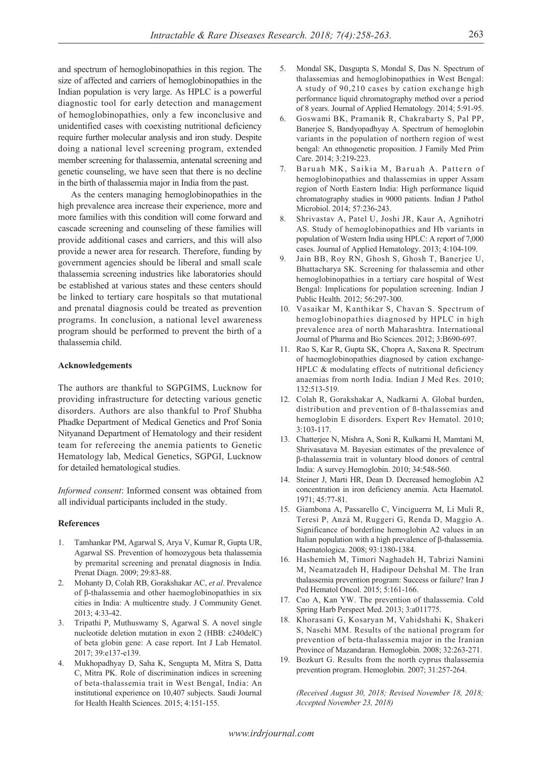and spectrum of hemoglobinopathies in this region. The size of affected and carriers of hemoglobinopathies in the Indian population is very large. As HPLC is a powerful diagnostic tool for early detection and management of hemoglobinopathies, only a few inconclusive and unidentified cases with coexisting nutritional deficiency require further molecular analysis and iron study. Despite doing a national level screening program, extended member screening for thalassemia, antenatal screening and genetic counseling, we have seen that there is no decline in the birth of thalassemia major in India from the past.

As the centers managing hemoglobinopathies in the high prevalence area increase their experience, more and more families with this condition will come forward and cascade screening and counseling of these families will provide additional cases and carriers, and this will also provide a newer area for research. Therefore, funding by government agencies should be liberal and small scale thalassemia screening industries like laboratories should be established at various states and these centers should be linked to tertiary care hospitals so that mutational and prenatal diagnosis could be treated as prevention programs. In conclusion, a national level awareness program should be performed to prevent the birth of a thalassemia child.

### Acknowledgements

The authors are thankful to SGPGIMS, Lucknow for providing infrastructure for detecting various genetic disorders. Authors are also thankful to Prof Shubha Phadke Department of Medical Genetics and Prof Sonia Nityanand Department of Hematology and their resident team for refereeing the anemia patients to Genetic Hematology lab, Medical Genetics, SGPGI, Lucknow for detailed hematological studies.

*Informed consent*: Informed consent was obtained from all individual participants included in the study.

### References

1. Tamhankar PM, Agarwal S, Arya V, Kumar R, Gupta UR, Agarwal SS. Prevention of homozygous beta thalassemia by premarital screening and prenatal diagnosis in India. Prenat Diagn. 2009; 29:83-88.
2. Mohanty D, Colah RB, Gorakshakar AC, *et al*. Prevalence of β-thalassemia and other haemoglobinopathies in six cities in India: A multicentre study. J Community Genet. 2013; 4:33-42.
3. Tripathi P, Muthuswamy S, Agarwal S. A novel single nucleotide deletion mutation in exon 2 (HBB: c240delC) of beta globin gene: A case report. Int J Lab Hematol. 2017; 39:e137-e139.
4. Mukhopadhyay D, Saha K, Sengupta M, Mitra S, Datta C, Mitra PK. Role of discrimination indices in screening of beta-thalassemia trait in West Bengal, India: An institutional experience on 10,407 subjects. Saudi Journal for Health Health Sciences. 2015; 4:151-155.
5. Mondal SK, Dasgupta S, Mondal S, Das N. Spectrum of thalassemias and hemoglobinopathies in West Bengal: A study of 90,210 cases by cation exchange high performance liquid chromatography method over a period of 8 years. Journal of Applied Hematology. 2014; 5:91-95.
6. Goswami BK, Pramanik R, Chakrabarty S, Pal PP, Banerjee S, Bandyopadhyay A. Spectrum of hemoglobin variants in the population of northern region of west bengal: An ethnogenetic proposition. J Family Med Prim Care. 2014; 3:219-223.
7. Baruah MK, Saikia M, Baruah A. Pattern of hemoglobinopathies and thalassemias in upper Assam region of North Eastern India: High performance liquid chromatography studies in 9000 patients. Indian J Pathol Microbiol. 2014; 57:236-243.
8. Shrivastav A, Patel U, Joshi JR, Kaur A, Agnihotri AS. Study of hemoglobinopathies and Hb variants in population of Western India using HPLC: A report of 7,000 cases. Journal of Applied Hematology. 2013; 4:104-109.
9. Jain BB, Roy RN, Ghosh S, Ghosh T, Banerjee U, Bhattacharya SK. Screening for thalassemia and other hemoglobinopathies in a tertiary care hospital of West Bengal: Implications for population screening. Indian J Public Health. 2012; 56:297-300.
10. Vasaikar M, Kanthikar S, Chavan S. Spectrum of hemoglobinopathies diagnosed by HPLC in high prevalence area of north Maharashtra. International Journal of Pharma and Bio Sciences. 2012; 3:B690-697.
11. Rao S, Kar R, Gupta SK, Chopra A, Saxena R. Spectrum of haemoglobinopathies diagnosed by cation exchange-HPLC & modulating effects of nutritional deficiency anaemias from north India. Indian J Med Res. 2010; 132:513-519.
12. Colah R, Gorakshakar A, Nadkarni A. Global burden, distribution and prevention of ß-thalassemias and hemoglobin E disorders. Expert Rev Hematol. 2010; 3:103-117.
13. Chatterjee N, Mishra A, Soni R, Kulkarni H, Mamtani M, Shrivasatava M. Bayesian estimates of the prevalence of β-thalassemia trait in voluntary blood donors of central India: A survey.Hemoglobin. 2010; 34:548-560.
14. Steiner J, Marti HR, Dean D. Decreased hemoglobin A2 concentration in iron deficiency anemia. Acta Haematol. 1971; 45:77-81.
15. Giambona A, Passarello C, Vinciguerra M, Li Muli R, Teresi P, Anzà M, Ruggeri G, Renda D, Maggio A. Significance of borderline hemoglobin A2 values in an Italian population with a high prevalence of β-thalassemia. Haematologica. 2008; 93:1380-1384.
16. Hashemieh M, Timori Naghadeh H, Tabrizi Namini M, Neamatzadeh H, Hadipour Dehshal M. The Iran thalassemia prevention program: Success or failure? Iran J Ped Hematol Oncol. 2015; 5:161-166.
17. Cao A, Kan YW. The prevention of thalassemia. Cold Spring Harb Perspect Med. 2013; 3:a011775.
18. Khorasani G, Kosaryan M, Vahidshahi K, Shakeri S, Nasehi MM. Results of the national program for prevention of beta-thalassemia major in the Iranian Province of Mazandaran. Hemoglobin. 2008; 32:263-271.
19. Bozkurt G. Results from the north cyprus thalassemia prevention program. Hemoglobin. 2007; 31:257-264.

*(Received August 30, 2018; Revised November 18, 2018; Accepted November 23, 2018)*